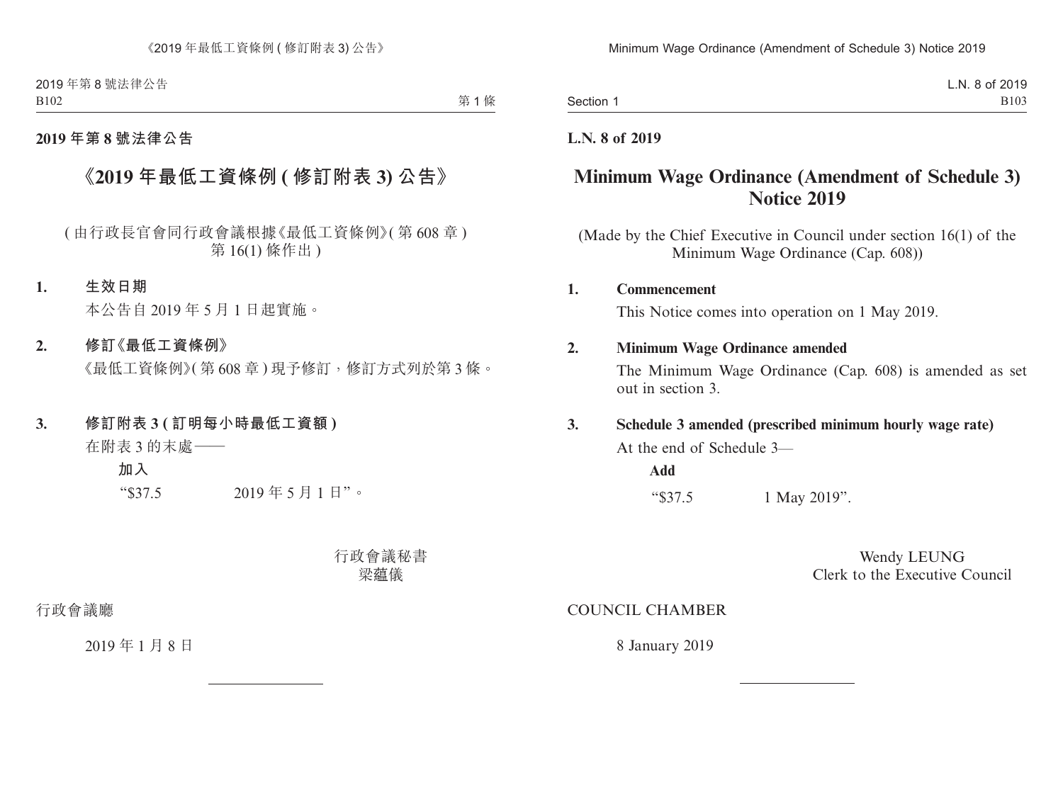**2019 年第 8 號法律公告**

# 《2019 年最低工資條例 (修訂附表 3) 公告》

(由行政長官會同行政會議根據《最低工資條例》(第 608 章) 第 16(1) 條作出)

**1. 生效日期**

本公告自 2019 年 5 月 1 日起實施。

**2. 修訂《最低工資條例》**

《最低工資條例》(第 608 章) 現予修訂，修訂方式列於第 3 條。

**3. 修訂附表 3 (訂明每小時最低工資額)**

在附表 3 的末處——

**加入**

“$37.5　　　　2019 年 5 月 1 日”。

行政會議秘書
梁蘊儀

行政會議廳

2019 年 1 月 8 日

---

**L.N. 8 of 2019**

# Minimum Wage Ordinance (Amendment of Schedule 3) Notice 2019

(Made by the Chief Executive in Council under section 16(1) of the Minimum Wage Ordinance (Cap. 608))

**1. Commencement**

This Notice comes into operation on 1 May 2019.

**2. Minimum Wage Ordinance amended**

The Minimum Wage Ordinance (Cap. 608) is amended as set out in section 3.

**3. Schedule 3 amended (prescribed minimum hourly wage rate)**

At the end of Schedule 3—

**Add**

“$37.5　　　　1 May 2019”.

Wendy LEUNG
Clerk to the Executive Council

COUNCIL CHAMBER

8 January 2019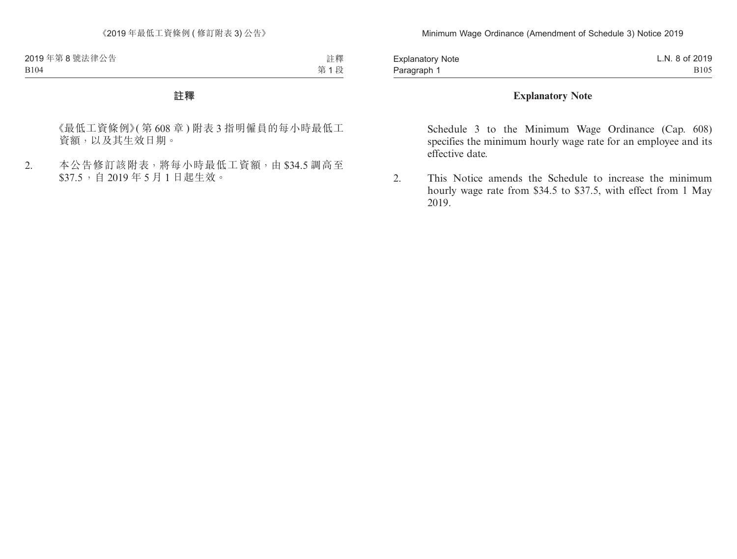## 註釋

《最低工資條例》(第 608 章) 附表 3 指明僱員的每小時最低工資額，以及其生效日期。

2. 本公告修訂該附表，將每小時最低工資額，由 $34.5 調高至 $37.5，自 2019 年 5 月 1 日起生效。

## Explanatory Note

Schedule 3 to the Minimum Wage Ordinance (Cap. 608) specifies the minimum hourly wage rate for an employee and its effective date.

2. This Notice amends the Schedule to increase the minimum hourly wage rate from $34.5 to $37.5, with effect from 1 May 2019.